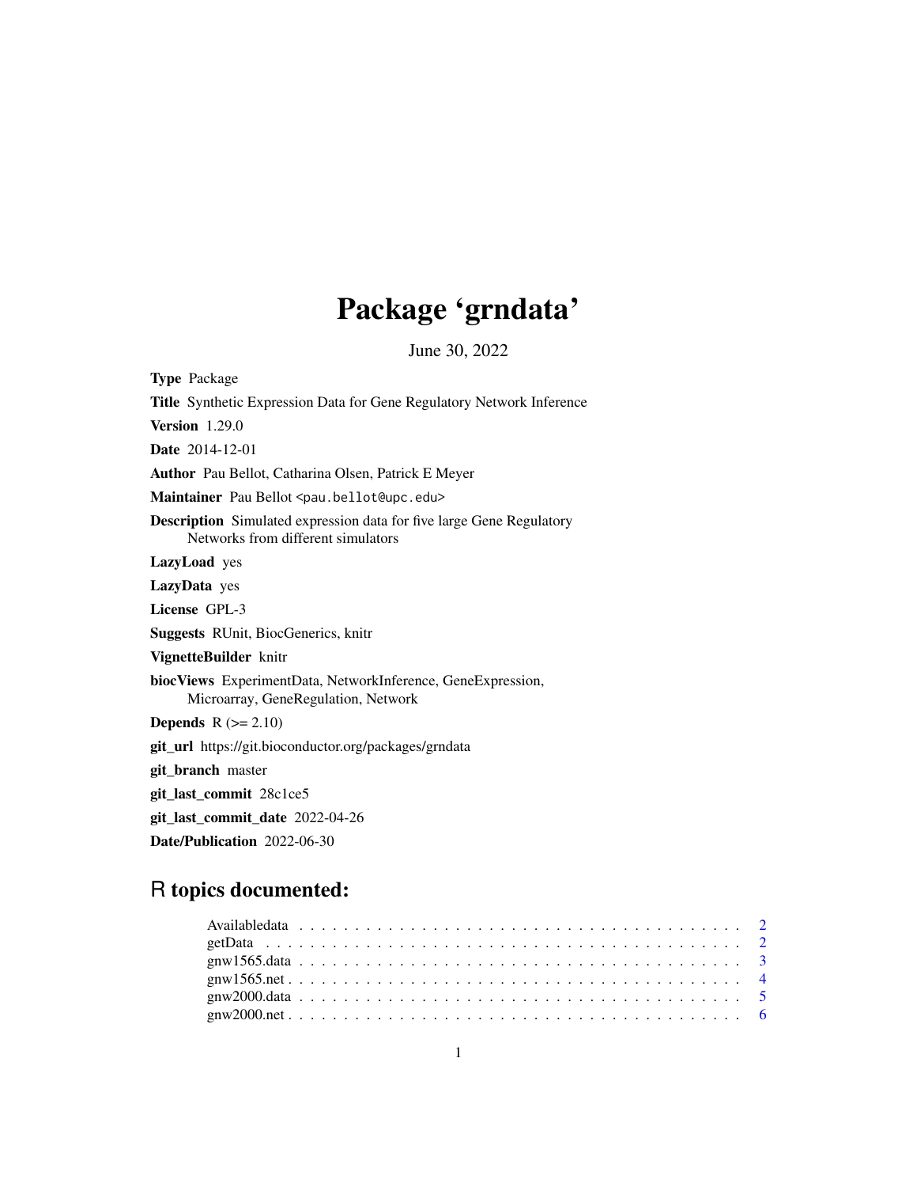# Package 'grndata'

June 30, 2022

**Type** Package

**Title** Synthetic Expression Data for Gene Regulatory Network Inference

**Version** 1.29.0

**Date** 2014-12-01

**Author** Pau Bellot, Catharina Olsen, Patrick E Meyer

**Maintainer** Pau Bellot <pau.bellot@upc.edu>

**Description** Simulated expression data for five large Gene Regulatory Networks from different simulators

**LazyLoad** yes

**LazyData** yes

**License** GPL-3

**Suggests** RUnit, BiocGenerics, knitr

**VignetteBuilder** knitr

**biocViews** ExperimentData, NetworkInference, GeneExpression, Microarray, GeneRegulation, Network

**Depends** R (>= 2.10)

**git_url** https://git.bioconductor.org/packages/grndata

**git_branch** master

**git_last_commit** 28c1ce5

**git_last_commit_date** 2022-04-26

**Date/Publication** 2022-06-30

## R topics documented:

- Availabledata . . . . . . . . . . . . . . . . . . . . . . . . . . . . . . . . . . . . . . . 2
- getData . . . . . . . . . . . . . . . . . . . . . . . . . . . . . . . . . . . . . . . 2
- gnw1565.data . . . . . . . . . . . . . . . . . . . . . . . . . . . . . . . . . . . . . . . 3
- gnw1565.net . . . . . . . . . . . . . . . . . . . . . . . . . . . . . . . . . . . . . . . 4
- gnw2000.data . . . . . . . . . . . . . . . . . . . . . . . . . . . . . . . . . . . . . . . 5
- gnw2000.net . . . . . . . . . . . . . . . . . . . . . . . . . . . . . . . . . . . . . . . 6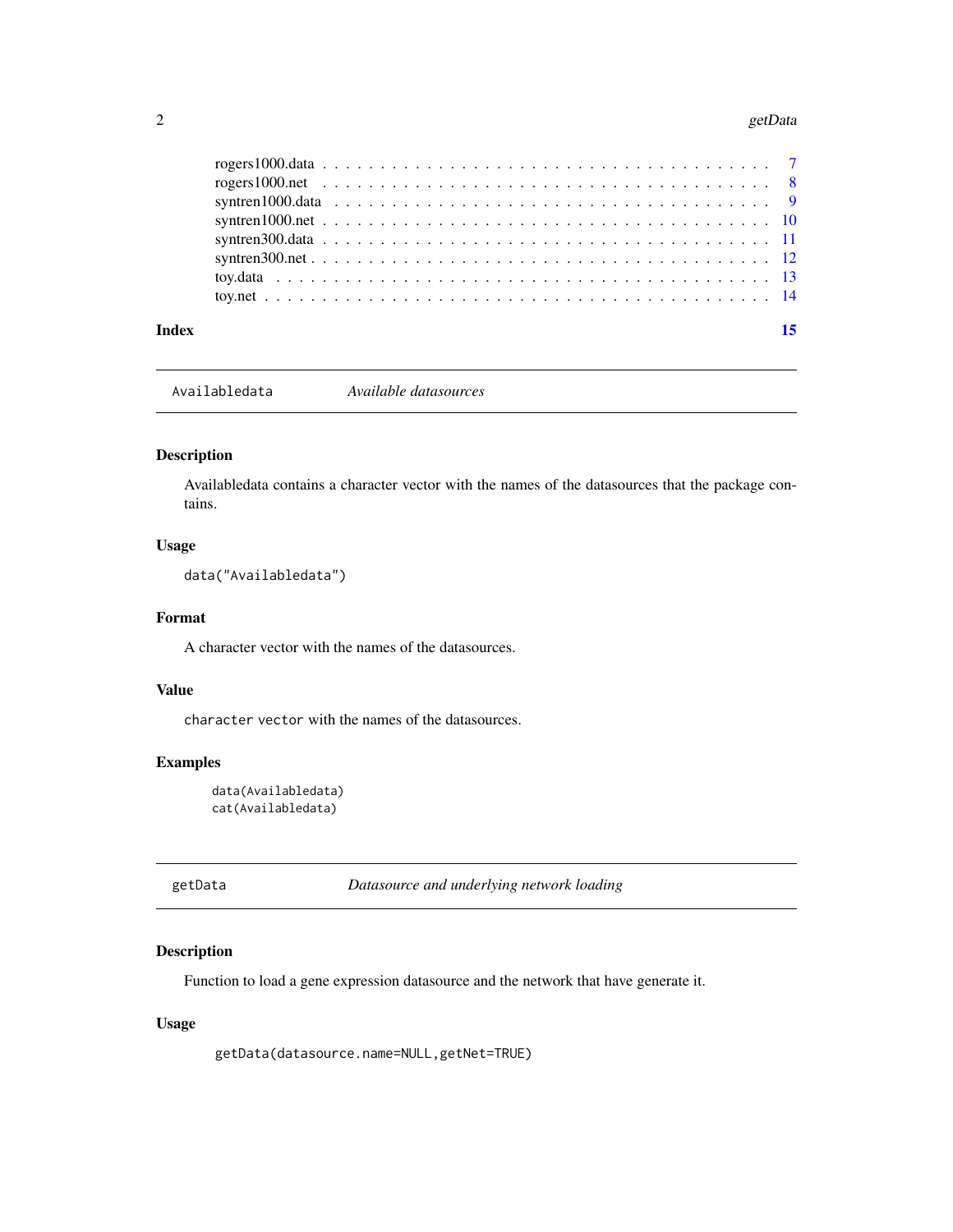rogers1000.data . . . . . . . . . . . . . . . . . . . . . . . . . . . . . . . . . . . . 7
rogers1000.net . . . . . . . . . . . . . . . . . . . . . . . . . . . . . . . . . . . . . 8
syntren1000.data . . . . . . . . . . . . . . . . . . . . . . . . . . . . . . . . . . . . 9
syntren1000.net . . . . . . . . . . . . . . . . . . . . . . . . . . . . . . . . . . . . 10
syntren300.data . . . . . . . . . . . . . . . . . . . . . . . . . . . . . . . . . . . . 11
syntren300.net . . . . . . . . . . . . . . . . . . . . . . . . . . . . . . . . . . . . . 12
toy.data . . . . . . . . . . . . . . . . . . . . . . . . . . . . . . . . . . . . . . . . 13
toy.net . . . . . . . . . . . . . . . . . . . . . . . . . . . . . . . . . . . . . . . . . 14

**Index** 15

---

## Availabledata *Available datasources*

---

### Description

Availabledata contains a character vector with the names of the datasources that the package contains.

### Usage

```
data("Availabledata")
```

### Format

A character vector with the names of the datasources.

### Value

`character vector` with the names of the datasources.

### Examples

```
data(Availabledata)
cat(Availabledata)
```

---

## getData *Datasource and underlying network loading*

---

### Description

Function to load a gene expression datasource and the network that have generate it.

### Usage

```
getData(datasource.name=NULL,getNet=TRUE)
```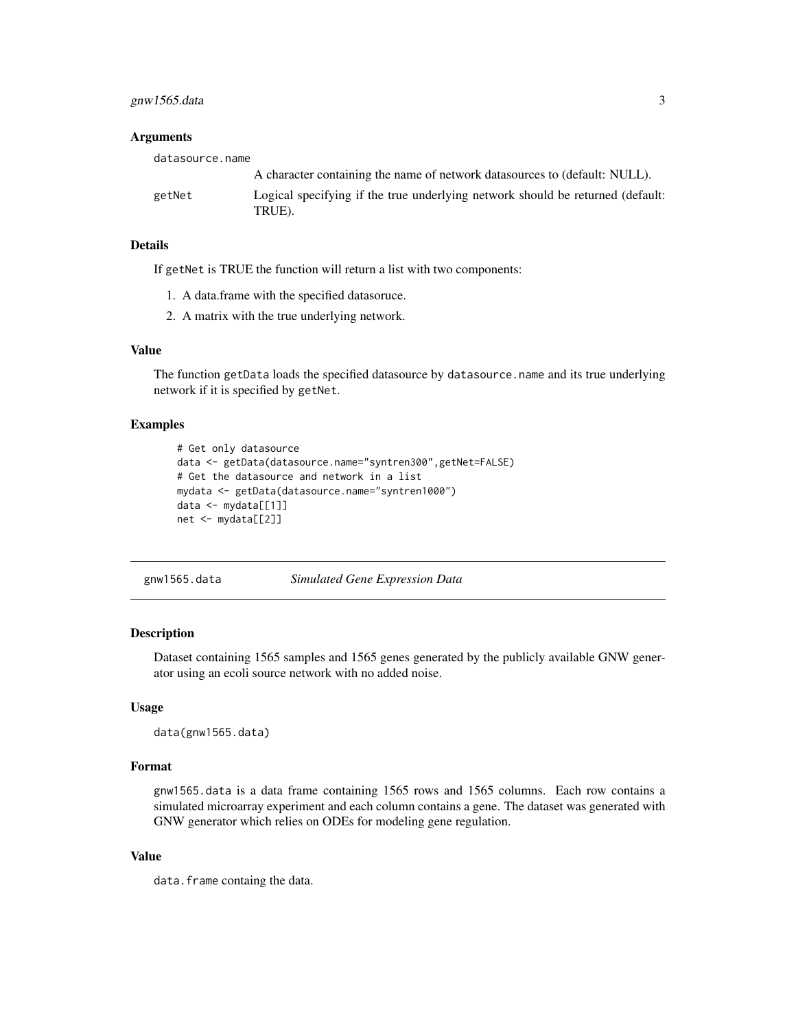### Arguments

`datasource.name`
: A character containing the name of network datasources to (default: NULL).

`getNet`
: Logical specifying if the true underlying network should be returned (default: TRUE).

### Details

If `getNet` is TRUE the function will return a list with two components:

1. A data.frame with the specified datasoruce.
2. A matrix with the true underlying network.

### Value

The function `getData` loads the specified datasource by `datasource.name` and its true underlying network if it is specified by `getNet`.

### Examples

```
# Get only datasource
data <- getData(datasource.name="syntren300",getNet=FALSE)
# Get the datasource and network in a list
mydata <- getData(datasource.name="syntren1000")
data <- mydata[[1]]
net <- mydata[[2]]
```

---

## gnw1565.data *Simulated Gene Expression Data*

---

### Description

Dataset containing 1565 samples and 1565 genes generated by the publicly available GNW generator using an ecoli source network with no added noise.

### Usage

```
data(gnw1565.data)
```

### Format

`gnw1565.data` is a data frame containing 1565 rows and 1565 columns. Each row contains a simulated microarray experiment and each column contains a gene. The dataset was generated with GNW generator which relies on ODEs for modeling gene regulation.

### Value

`data.frame` containg the data.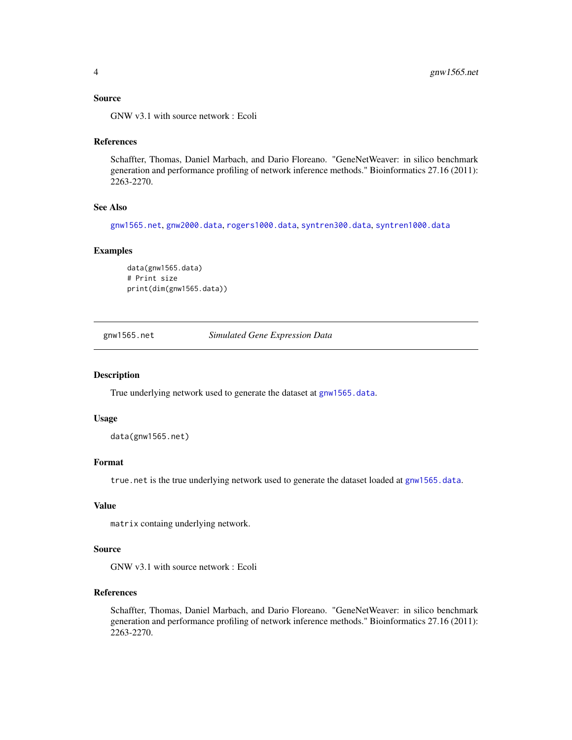### Source

GNW v3.1 with source network : Ecoli

### References

Schaffter, Thomas, Daniel Marbach, and Dario Floreano. "GeneNetWeaver: in silico benchmark generation and performance profiling of network inference methods." Bioinformatics 27.16 (2011): 2263-2270.

### See Also

`gnw1565.net`, `gnw2000.data`, `rogers1000.data`, `syntren300.data`, `syntren1000.data`

### Examples

```
data(gnw1565.data)
# Print size
print(dim(gnw1565.data))
```

---

## gnw1565.net    *Simulated Gene Expression Data*

---

### Description

True underlying network used to generate the dataset at `gnw1565.data`.

### Usage

```
data(gnw1565.net)
```

### Format

`true.net` is the true underlying network used to generate the dataset loaded at `gnw1565.data`.

### Value

`matrix` containg underlying network.

### Source

GNW v3.1 with source network : Ecoli

### References

Schaffter, Thomas, Daniel Marbach, and Dario Floreano. "GeneNetWeaver: in silico benchmark generation and performance profiling of network inference methods." Bioinformatics 27.16 (2011): 2263-2270.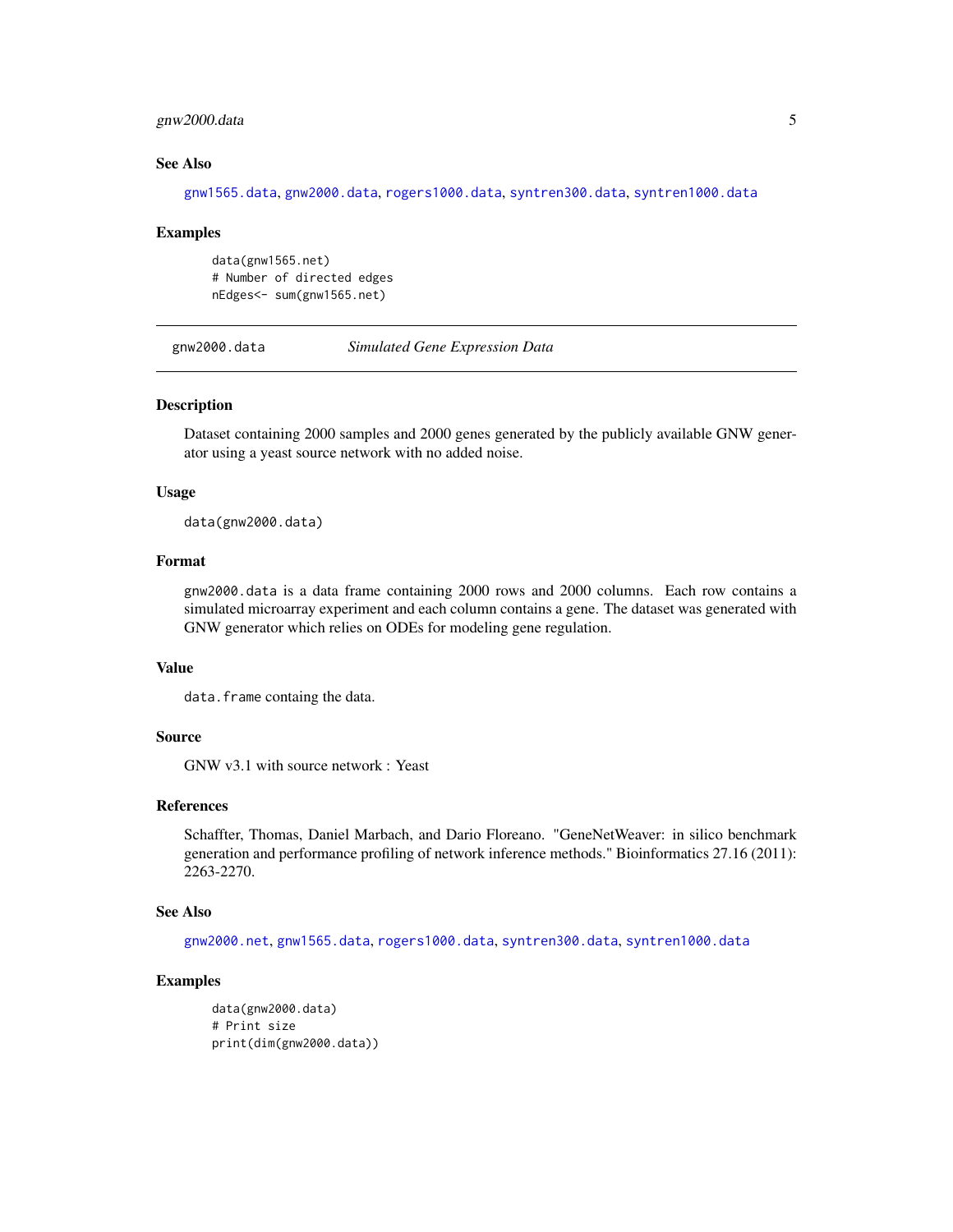### See Also

gnw1565.data, gnw2000.data, rogers1000.data, syntren300.data, syntren1000.data

### Examples

```
data(gnw1565.net)
# Number of directed edges
nEdges<- sum(gnw1565.net)
```

---

## gnw2000.data    *Simulated Gene Expression Data*

---

### Description

Dataset containing 2000 samples and 2000 genes generated by the publicly available GNW generator using a yeast source network with no added noise.

### Usage

```
data(gnw2000.data)
```

### Format

gnw2000.data is a data frame containing 2000 rows and 2000 columns. Each row contains a simulated microarray experiment and each column contains a gene. The dataset was generated with GNW generator which relies on ODEs for modeling gene regulation.

### Value

data.frame containg the data.

### Source

GNW v3.1 with source network : Yeast

### References

Schaffter, Thomas, Daniel Marbach, and Dario Floreano. "GeneNetWeaver: in silico benchmark generation and performance profiling of network inference methods." Bioinformatics 27.16 (2011): 2263-2270.

### See Also

gnw2000.net, gnw1565.data, rogers1000.data, syntren300.data, syntren1000.data

### Examples

```
data(gnw2000.data)
# Print size
print(dim(gnw2000.data))
```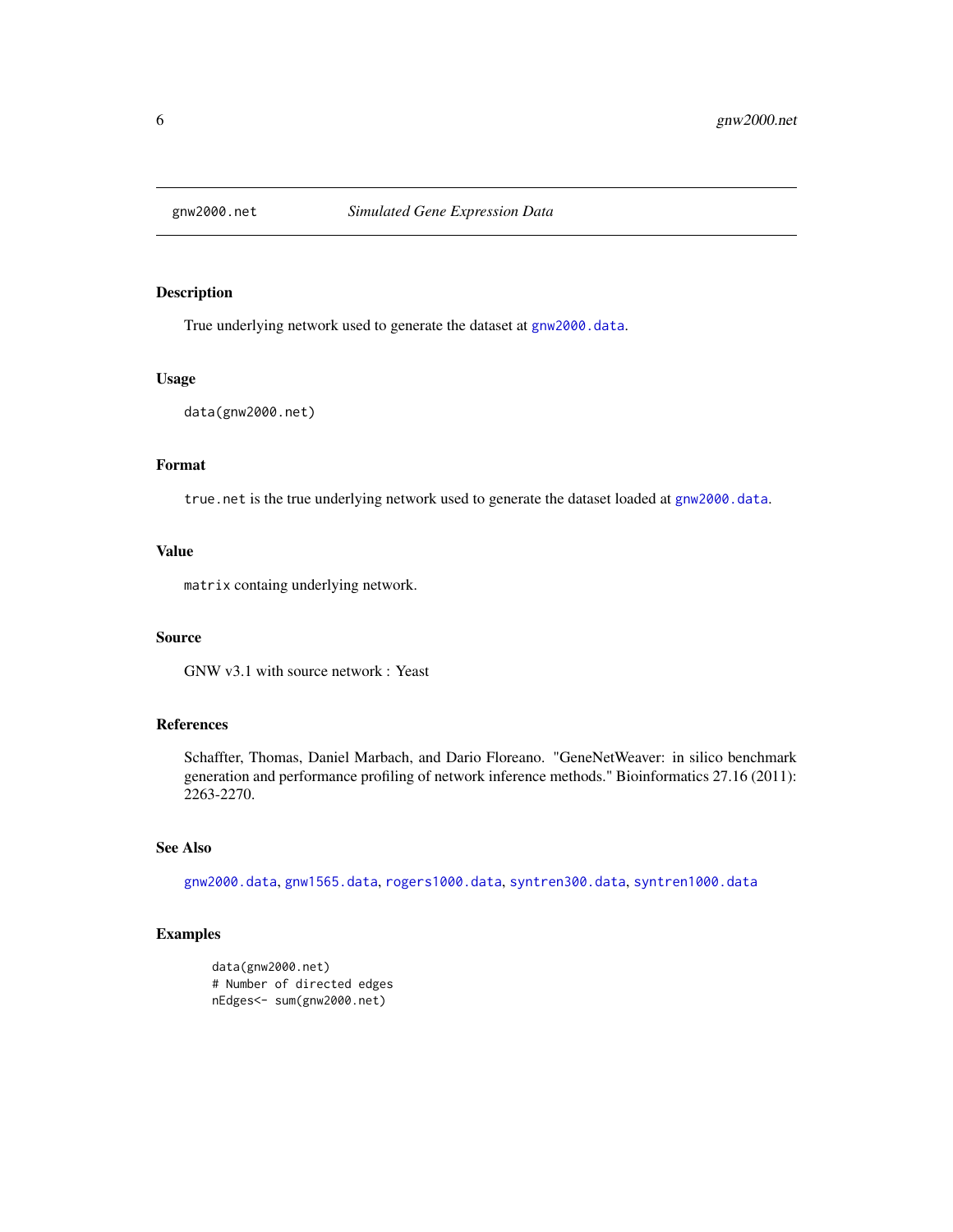# gnw2000.net — *Simulated Gene Expression Data*

## Description

True underlying network used to generate the dataset at gnw2000.data.

## Usage

```
data(gnw2000.net)
```

## Format

true.net is the true underlying network used to generate the dataset loaded at gnw2000.data.

## Value

matrix containg underlying network.

## Source

GNW v3.1 with source network : Yeast

## References

Schaffter, Thomas, Daniel Marbach, and Dario Floreano. "GeneNetWeaver: in silico benchmark generation and performance profiling of network inference methods." Bioinformatics 27.16 (2011): 2263-2270.

## See Also

gnw2000.data, gnw1565.data, rogers1000.data, syntren300.data, syntren1000.data

## Examples

```
data(gnw2000.net)
# Number of directed edges
nEdges<- sum(gnw2000.net)
```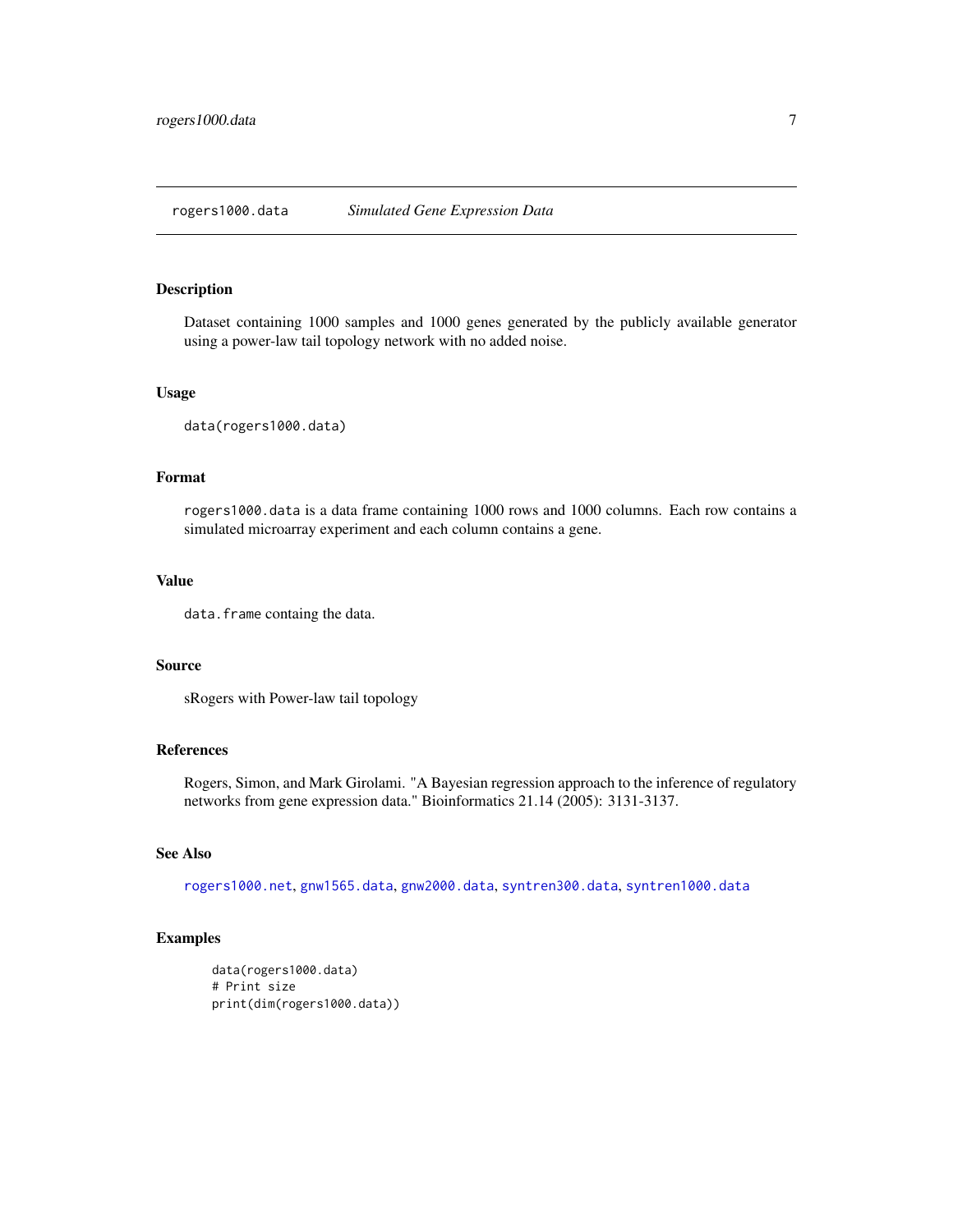## rogers1000.data — *Simulated Gene Expression Data*

### Description

Dataset containing 1000 samples and 1000 genes generated by the publicly available generator using a power-law tail topology network with no added noise.

### Usage

```
data(rogers1000.data)
```

### Format

`rogers1000.data` is a data frame containing 1000 rows and 1000 columns. Each row contains a simulated microarray experiment and each column contains a gene.

### Value

`data.frame` containg the data.

### Source

sRogers with Power-law tail topology

### References

Rogers, Simon, and Mark Girolami. "A Bayesian regression approach to the inference of regulatory networks from gene expression data." Bioinformatics 21.14 (2005): 3131-3137.

### See Also

`rogers1000.net`, `gnw1565.data`, `gnw2000.data`, `syntren300.data`, `syntren1000.data`

### Examples

```
data(rogers1000.data)
# Print size
print(dim(rogers1000.data))
```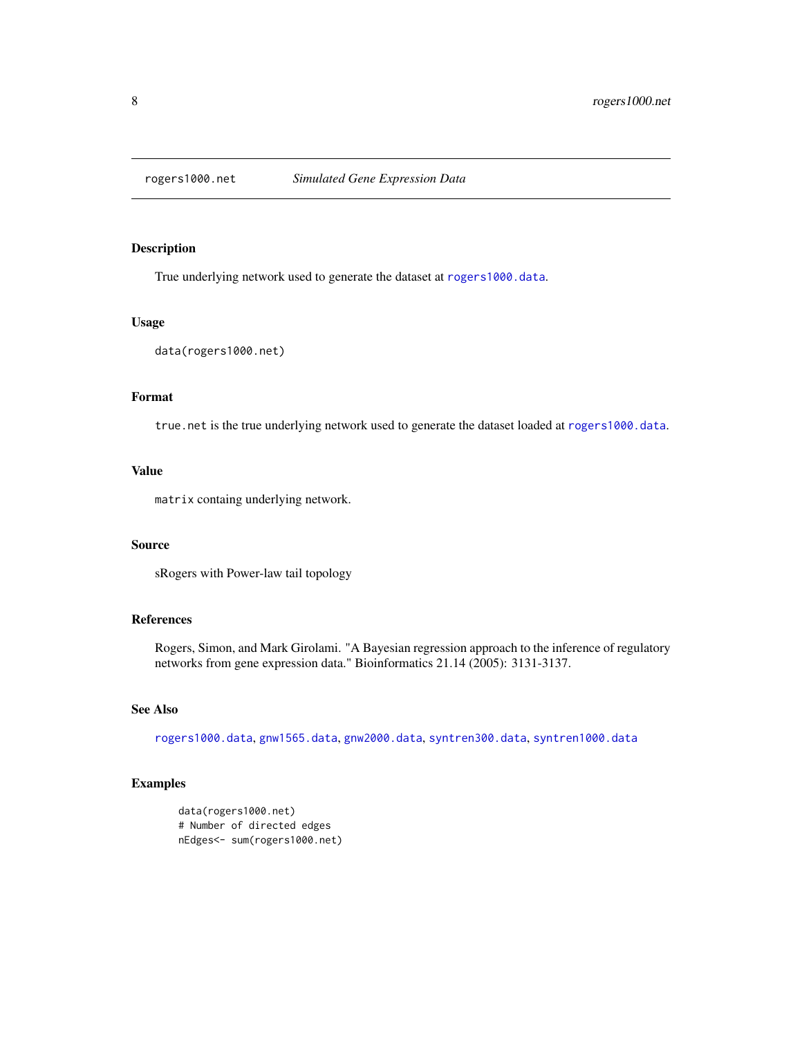## rogers1000.net *Simulated Gene Expression Data*

### Description

True underlying network used to generate the dataset at `rogers1000.data`.

### Usage

```
data(rogers1000.net)
```

### Format

`true.net` is the true underlying network used to generate the dataset loaded at `rogers1000.data`.

### Value

`matrix` containg underlying network.

### Source

sRogers with Power-law tail topology

### References

Rogers, Simon, and Mark Girolami. "A Bayesian regression approach to the inference of regulatory networks from gene expression data." Bioinformatics 21.14 (2005): 3131-3137.

### See Also

`rogers1000.data`, `gnw1565.data`, `gnw2000.data`, `syntren300.data`, `syntren1000.data`

### Examples

```
data(rogers1000.net)
# Number of directed edges
nEdges<- sum(rogers1000.net)
```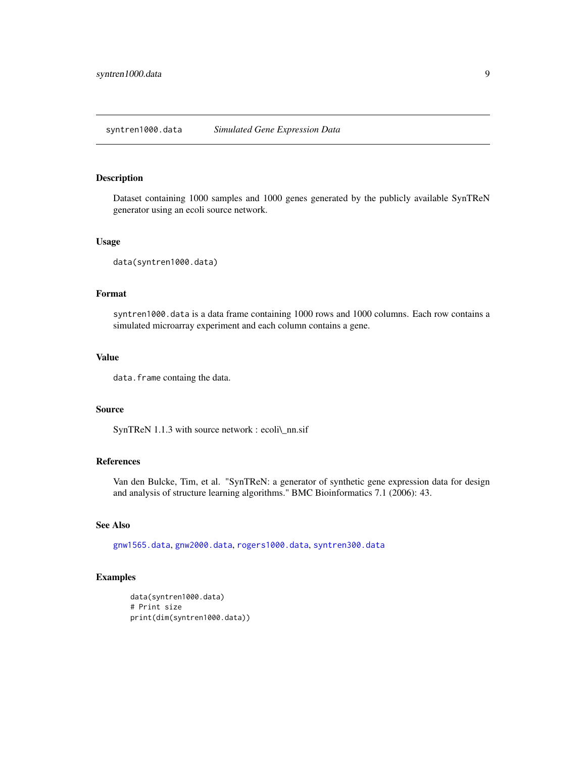## syntren1000.data *Simulated Gene Expression Data*

### Description

Dataset containing 1000 samples and 1000 genes generated by the publicly available SynTReN generator using an ecoli source network.

### Usage

```
data(syntren1000.data)
```

### Format

`syntren1000.data` is a data frame containing 1000 rows and 1000 columns. Each row contains a simulated microarray experiment and each column contains a gene.

### Value

`data.frame` containg the data.

### Source

SynTReN 1.1.3 with source network : ecoli\_nn.sif

### References

Van den Bulcke, Tim, et al. "SynTReN: a generator of synthetic gene expression data for design and analysis of structure learning algorithms." BMC Bioinformatics 7.1 (2006): 43.

### See Also

`gnw1565.data`, `gnw2000.data`, `rogers1000.data`, `syntren300.data`

### Examples

```
data(syntren1000.data)
# Print size
print(dim(syntren1000.data))
```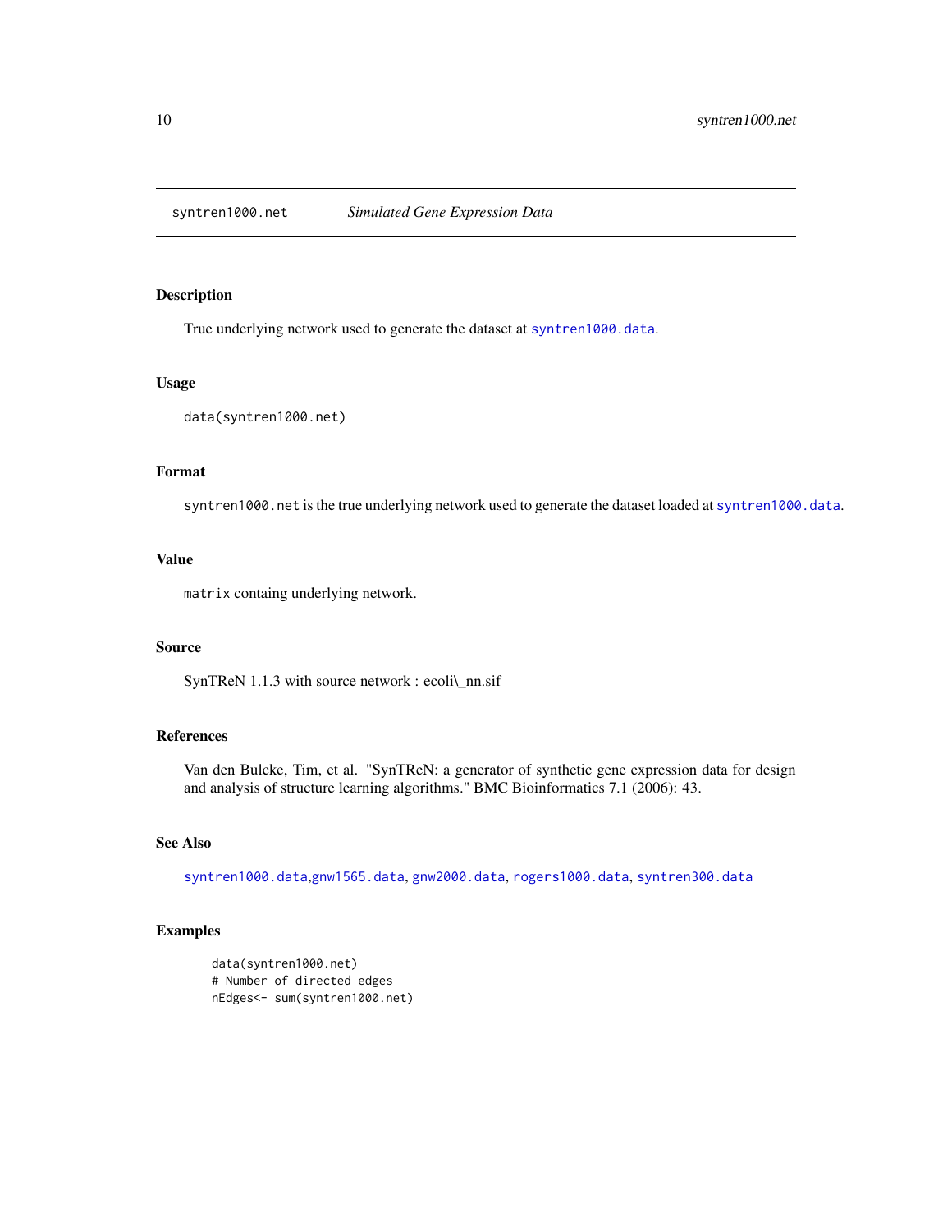syntren1000.net *Simulated Gene Expression Data*

## Description

True underlying network used to generate the dataset at `syntren1000.data`.

## Usage

```
data(syntren1000.net)
```

## Format

`syntren1000.net` is the true underlying network used to generate the dataset loaded at `syntren1000.data`.

## Value

`matrix` containg underlying network.

## Source

SynTReN 1.1.3 with source network : ecoli\_nn.sif

## References

Van den Bulcke, Tim, et al. "SynTReN: a generator of synthetic gene expression data for design and analysis of structure learning algorithms." BMC Bioinformatics 7.1 (2006): 43.

## See Also

`syntren1000.data`,`gnw1565.data`, `gnw2000.data`, `rogers1000.data`, `syntren300.data`

## Examples

```
data(syntren1000.net)
# Number of directed edges
nEdges<- sum(syntren1000.net)
```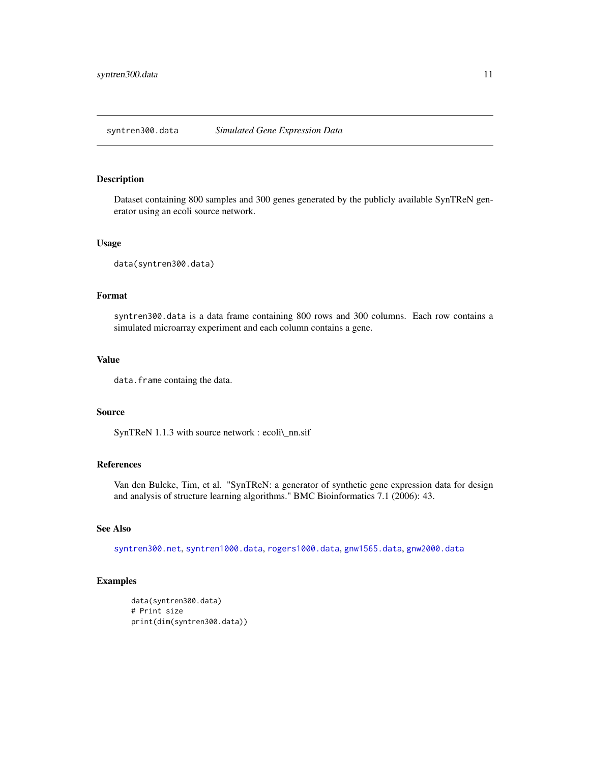## syntren300.data *Simulated Gene Expression Data*

### Description

Dataset containing 800 samples and 300 genes generated by the publicly available SynTReN generator using an ecoli source network.

### Usage

```
data(syntren300.data)
```

### Format

`syntren300.data` is a data frame containing 800 rows and 300 columns. Each row contains a simulated microarray experiment and each column contains a gene.

### Value

`data.frame` containg the data.

### Source

SynTReN 1.1.3 with source network : ecoli\_nn.sif

### References

Van den Bulcke, Tim, et al. "SynTReN: a generator of synthetic gene expression data for design and analysis of structure learning algorithms." BMC Bioinformatics 7.1 (2006): 43.

### See Also

`syntren300.net`, `syntren1000.data`, `rogers1000.data`, `gnw1565.data`, `gnw2000.data`

### Examples

```
data(syntren300.data)
# Print size
print(dim(syntren300.data))
```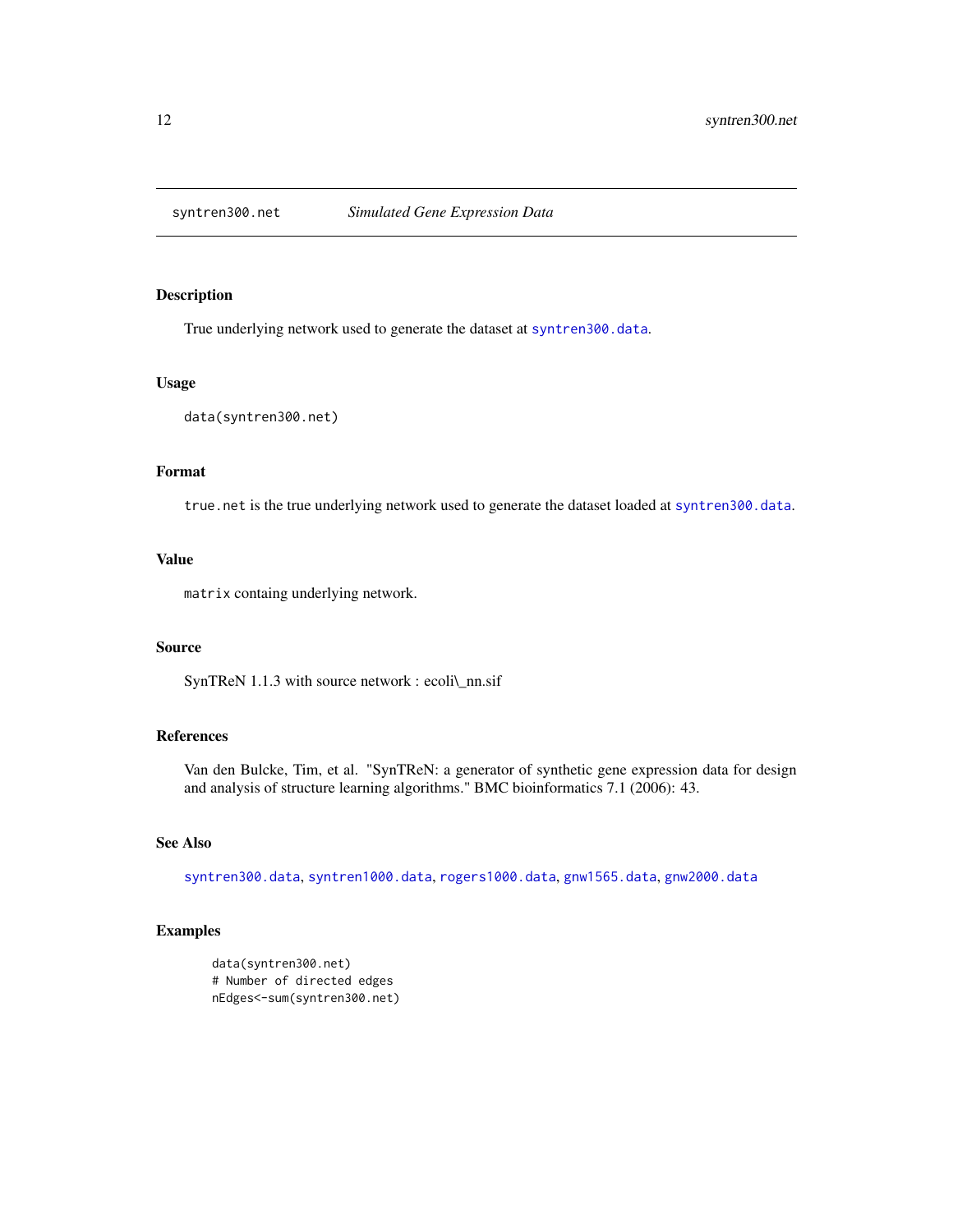# syntren300.net *Simulated Gene Expression Data*

## Description

True underlying network used to generate the dataset at syntren300.data.

## Usage

```
data(syntren300.net)
```

## Format

`true.net` is the true underlying network used to generate the dataset loaded at syntren300.data.

## Value

`matrix` containg underlying network.

## Source

SynTReN 1.1.3 with source network : ecoli\_nn.sif

## References

Van den Bulcke, Tim, et al. "SynTReN: a generator of synthetic gene expression data for design and analysis of structure learning algorithms." BMC bioinformatics 7.1 (2006): 43.

## See Also

syntren300.data, syntren1000.data, rogers1000.data, gnw1565.data, gnw2000.data

## Examples

```
data(syntren300.net)
# Number of directed edges
nEdges<-sum(syntren300.net)
```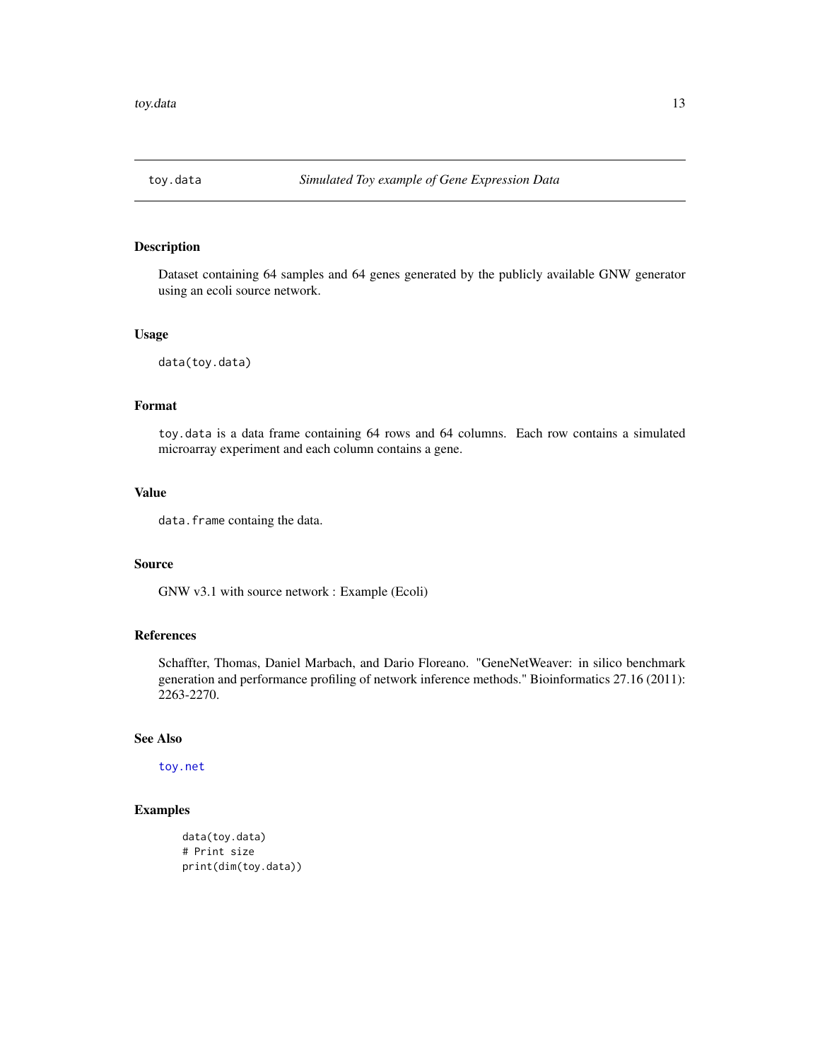## toy.data *Simulated Toy example of Gene Expression Data*

### Description

Dataset containing 64 samples and 64 genes generated by the publicly available GNW generator using an ecoli source network.

### Usage

```
data(toy.data)
```

### Format

`toy.data` is a data frame containing 64 rows and 64 columns. Each row contains a simulated microarray experiment and each column contains a gene.

### Value

`data.frame` containg the data.

### Source

GNW v3.1 with source network : Example (Ecoli)

### References

Schaffter, Thomas, Daniel Marbach, and Dario Floreano. "GeneNetWeaver: in silico benchmark generation and performance profiling of network inference methods." Bioinformatics 27.16 (2011): 2263-2270.

### See Also

`toy.net`

### Examples

```
data(toy.data)
# Print size
print(dim(toy.data))
```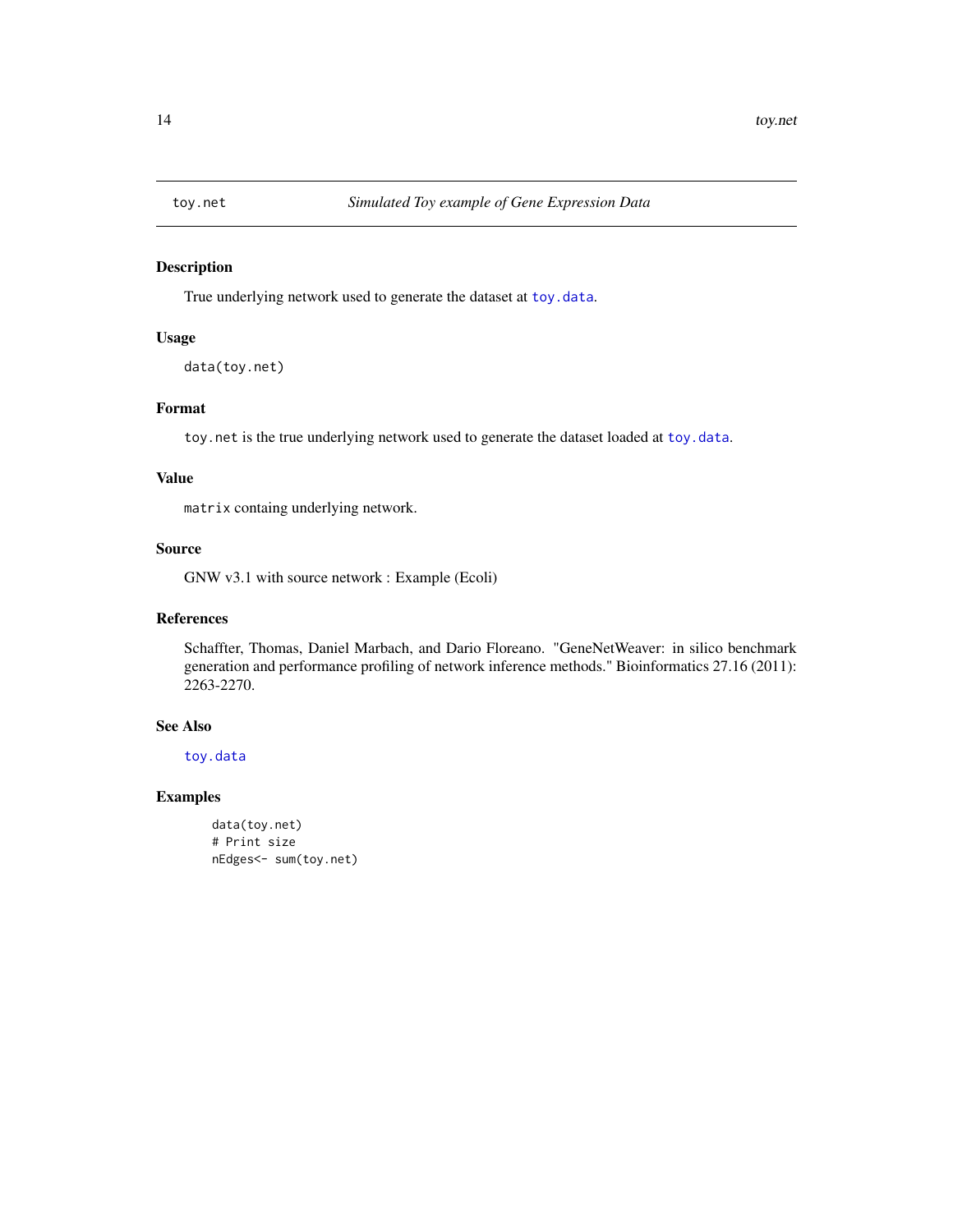toy.net *Simulated Toy example of Gene Expression Data*

## Description

True underlying network used to generate the dataset at toy.data.

## Usage

```
data(toy.net)
```

## Format

toy.net is the true underlying network used to generate the dataset loaded at toy.data.

## Value

matrix containg underlying network.

## Source

GNW v3.1 with source network : Example (Ecoli)

## References

Schaffter, Thomas, Daniel Marbach, and Dario Floreano. "GeneNetWeaver: in silico benchmark generation and performance profiling of network inference methods." Bioinformatics 27.16 (2011): 2263-2270.

## See Also

toy.data

## Examples

```
data(toy.net)
# Print size
nEdges<- sum(toy.net)
```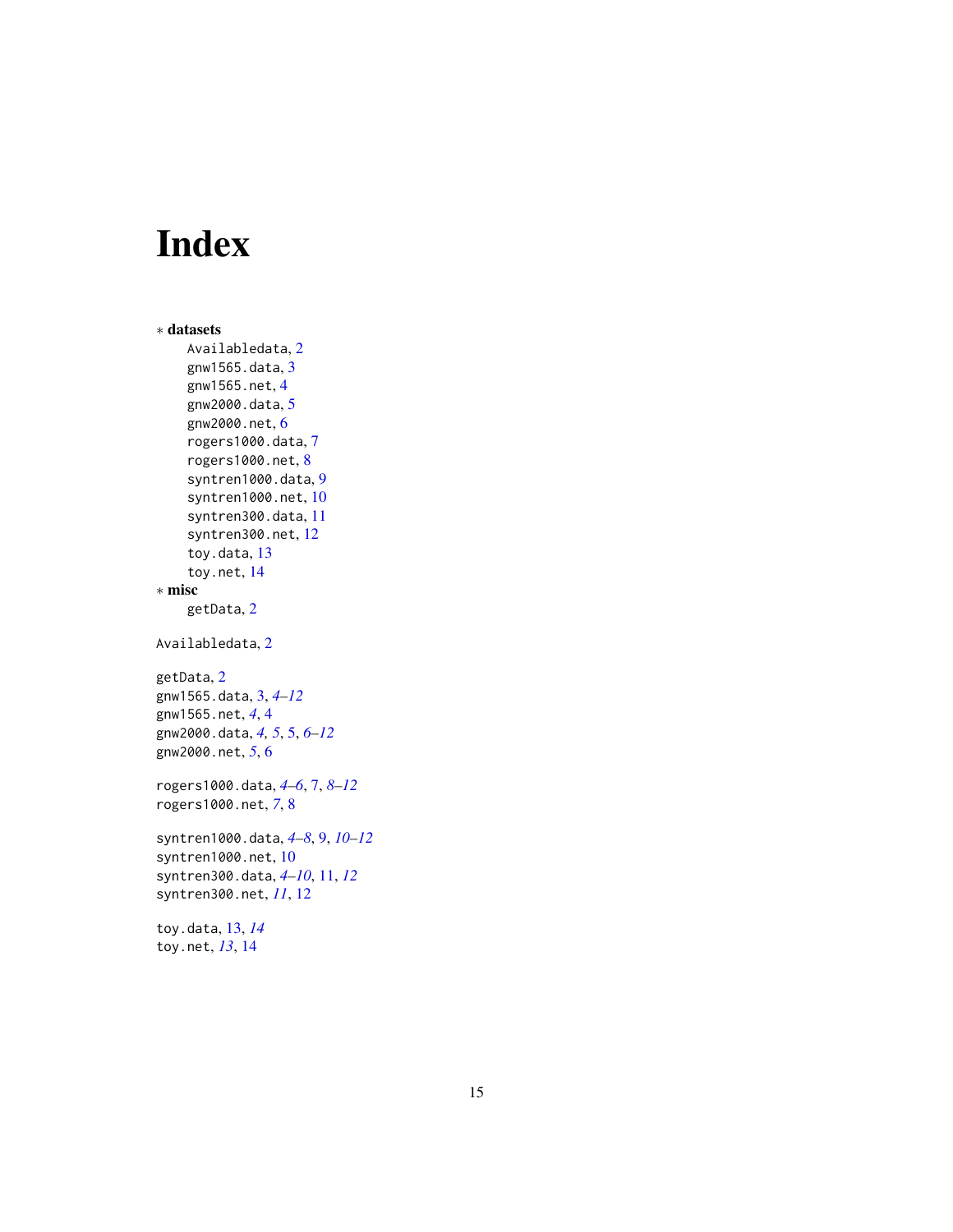# Index

∗ **datasets**

- Availabledata, 2
- gnw1565.data, 3
- gnw1565.net, 4
- gnw2000.data, 5
- gnw2000.net, 6
- rogers1000.data, 7
- rogers1000.net, 8
- syntren1000.data, 9
- syntren1000.net, 10
- syntren300.data, 11
- syntren300.net, 12
- toy.data, 13
- toy.net, 14

∗ **misc**

- getData, 2

Availabledata, 2

getData, 2
gnw1565.data, 3, *4–12*
gnw1565.net, *4*, 4
gnw2000.data, *4, 5*, 5, *6–12*
gnw2000.net, *5*, 6

rogers1000.data, *4–6*, 7, *8–12*
rogers1000.net, *7*, 8

syntren1000.data, *4–8*, 9, *10–12*
syntren1000.net, 10
syntren300.data, *4–10*, 11, *12*
syntren300.net, *11*, 12

toy.data, 13, *14*
toy.net, *13*, 14